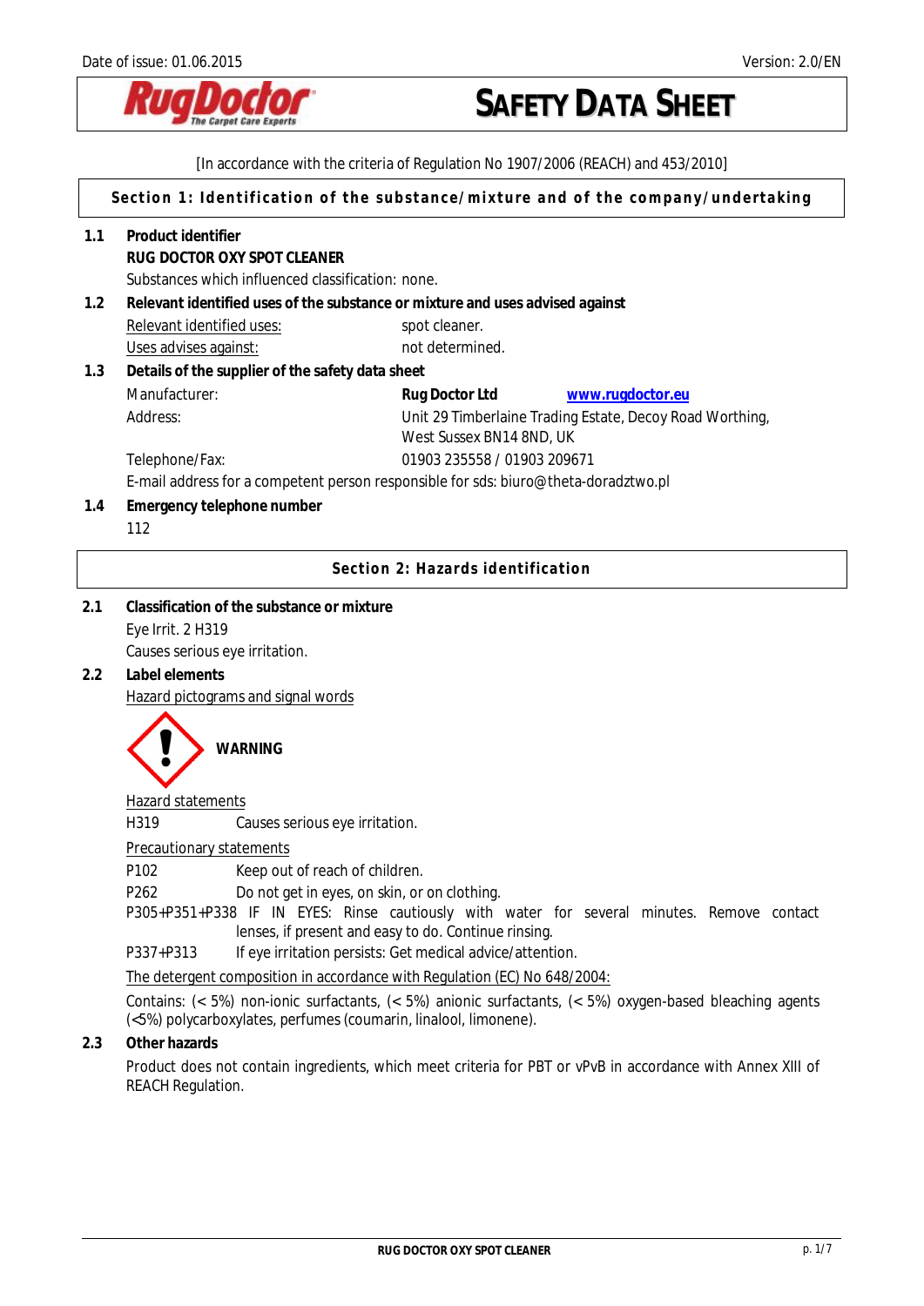Date of issue: 01.06.2015 Version: 2.0/EN

# SAFETY DATA SHEET

[In accordance with the criteria of Regulation No 1907/2006 (REACH) and 453/2010]

## Section 1: Identification of the substance/mixture and of the company/undertaking

**1.1 Product identifier**

**RUG DOCTOR OXY SPOT CLEANER**

Substances which influenced classification: none.

**1.2 Relevant identified uses of the substance or mixture and uses advised against**

Relevant identified uses: spot cleaner.

Uses advises against: not determined.

**1.3 Details of the supplier of the safety data sheet**

Manufacturer: **Rug Doctor Ltd** www.rugdoctor.eu

Address: Unit 29 Timberlaine Trading Estate, Decoy Road Worthing, West Sussex BN14 8ND, UK

Telephone/Fax: 01903 235558 / 01903 209671

E-mail address for a competent person responsible for sds: biuro@theta-doradztwo.pl

**1.4 Emergency telephone number**

112

## Section 2: Hazards identification

**2.1 Classification of the substance or mixture**

Eye Irrit. 2 H319

Causes serious eye irritation.

**2.2 Label elements**

Hazard pictograms and signal words

**WARNING**

Hazard statements

H319 Causes serious eye irritation.

Precautionary statements

P102 Keep out of reach of children.

P262 Do not get in eyes, on skin, or on clothing.

P305+P351+P338 IF IN EYES: Rinse cautiously with water for several minutes. Remove contact lenses, if present and easy to do. Continue rinsing.

P337+P313 If eye irritation persists: Get medical advice/attention.

The detergent composition in accordance with Regulation (EC) No 648/2004:

Contains: (< 5%) non-ionic surfactants, (< 5%) anionic surfactants, (< 5%) oxygen-based bleaching agents (<5%) polycarboxylates, perfumes (coumarin, linalool, limonene).

**2.3 Other hazards**

Product does not contain ingredients, which meet criteria for PBT or vPvB in accordance with Annex XIII of REACH Regulation.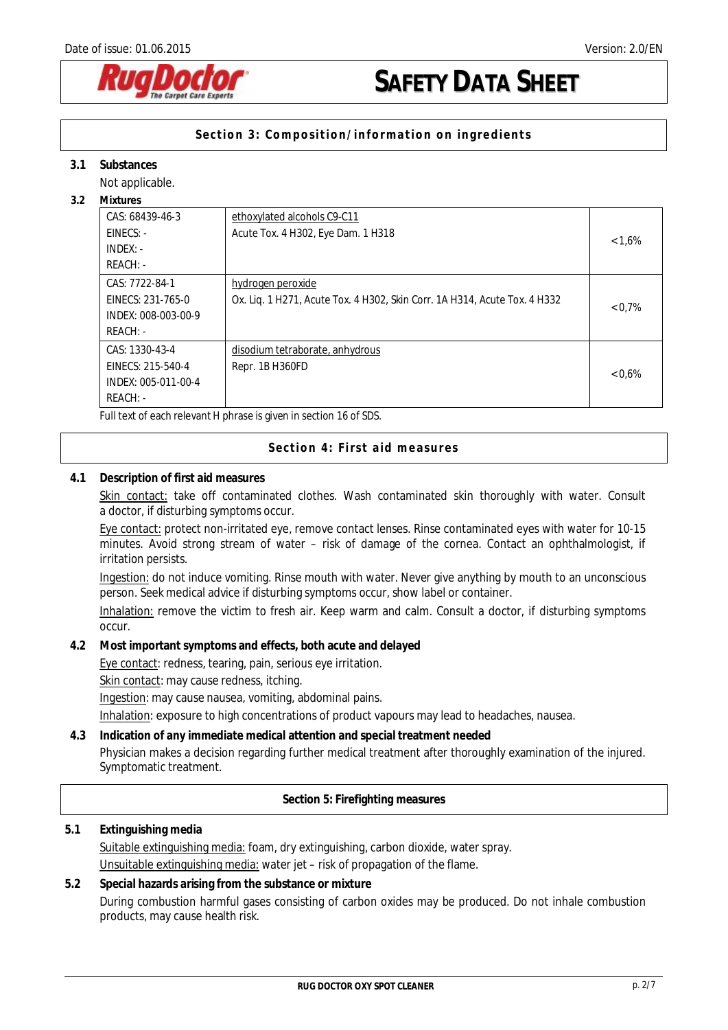## Section 3: Composition/information on ingredients

**3.1 Substances**

Not applicable.

**3.2 Mixtures**

| Identifiers | Name / Classification | Concentration |
|---|---|---|
| CAS: 68439-46-3<br>EINECS: -<br>INDEX: -<br>REACH: - | ethoxylated alcohols C9-C11<br>Acute Tox. 4 H302, Eye Dam. 1 H318 | <1,6% |
| CAS: 7722-84-1<br>EINECS: 231-765-0<br>INDEX: 008-003-00-9<br>REACH: - | hydrogen peroxide<br>Ox. Liq. 1 H271, Acute Tox. 4 H302, Skin Corr. 1A H314, Acute Tox. 4 H332 | <0,7% |
| CAS: 1330-43-4<br>EINECS: 215-540-4<br>INDEX: 005-011-00-4<br>REACH: - | disodium tetraborate, anhydrous<br>Repr. 1B H360FD | <0,6% |

Full text of each relevant H phrase is given in section 16 of SDS.

## Section 4: First aid measures

**4.1 Description of first aid measures**

Skin contact: take off contaminated clothes. Wash contaminated skin thoroughly with water. Consult a doctor, if disturbing symptoms occur.

Eye contact: protect non-irritated eye, remove contact lenses. Rinse contaminated eyes with water for 10-15 minutes. Avoid strong stream of water – risk of damage of the cornea. Contact an ophthalmologist, if irritation persists.

Ingestion: do not induce vomiting. Rinse mouth with water. Never give anything by mouth to an unconscious person. Seek medical advice if disturbing symptoms occur, show label or container.

Inhalation: remove the victim to fresh air. Keep warm and calm. Consult a doctor, if disturbing symptoms occur.

**4.2 Most important symptoms and effects, both acute and delayed**

Eye contact: redness, tearing, pain, serious eye irritation.

Skin contact: may cause redness, itching.

Ingestion: may cause nausea, vomiting, abdominal pains.

Inhalation: exposure to high concentrations of product vapours may lead to headaches, nausea.

**4.3 Indication of any immediate medical attention and special treatment needed**

Physician makes a decision regarding further medical treatment after thoroughly examination of the injured. Symptomatic treatment.

## Section 5: Firefighting measures

**5.1 Extinguishing media**

Suitable extinguishing media: foam, dry extinguishing, carbon dioxide, water spray.

Unsuitable extinguishing media: water jet – risk of propagation of the flame.

**5.2 Special hazards arising from the substance or mixture**

During combustion harmful gases consisting of carbon oxides may be produced. Do not inhale combustion products, may cause health risk.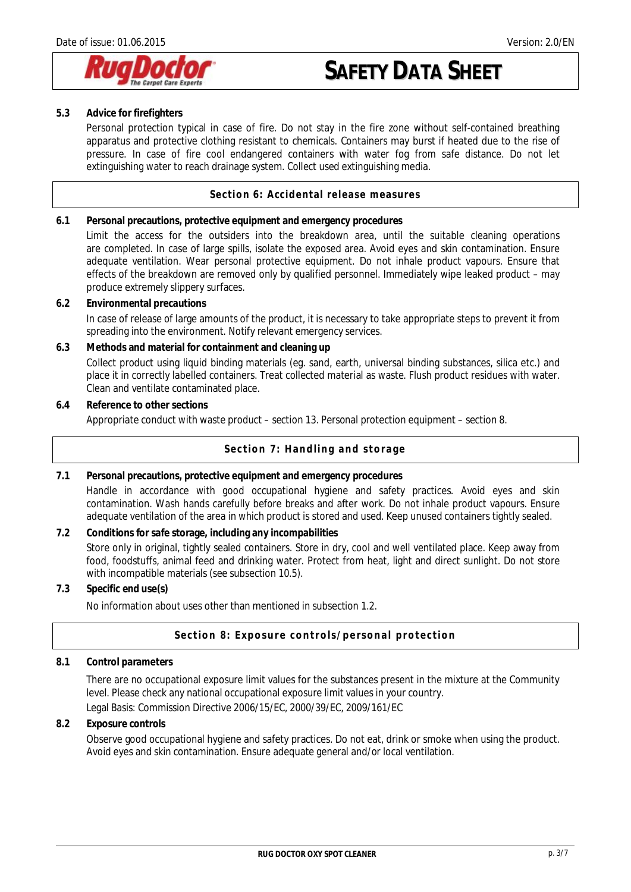### 5.3 Advice for firefighters

Personal protection typical in case of fire. Do not stay in the fire zone without self-contained breathing apparatus and protective clothing resistant to chemicals. Containers may burst if heated due to the rise of pressure. In case of fire cool endangered containers with water fog from safe distance. Do not let extinguishing water to reach drainage system. Collect used extinguishing media.

## Section 6: Accidental release measures

### 6.1 Personal precautions, protective equipment and emergency procedures

Limit the access for the outsiders into the breakdown area, until the suitable cleaning operations are completed. In case of large spills, isolate the exposed area. Avoid eyes and skin contamination. Ensure adequate ventilation. Wear personal protective equipment. Do not inhale product vapours. Ensure that effects of the breakdown are removed only by qualified personnel. Immediately wipe leaked product – may produce extremely slippery surfaces.

### 6.2 Environmental precautions

In case of release of large amounts of the product, it is necessary to take appropriate steps to prevent it from spreading into the environment. Notify relevant emergency services.

### 6.3 Methods and material for containment and cleaning up

Collect product using liquid binding materials (eg. sand, earth, universal binding substances, silica etc.) and place it in correctly labelled containers. Treat collected material as waste. Flush product residues with water. Clean and ventilate contaminated place.

### 6.4 Reference to other sections

Appropriate conduct with waste product – section 13. Personal protection equipment – section 8.

## Section 7: Handling and storage

### 7.1 Personal precautions, protective equipment and emergency procedures

Handle in accordance with good occupational hygiene and safety practices. Avoid eyes and skin contamination. Wash hands carefully before breaks and after work. Do not inhale product vapours. Ensure adequate ventilation of the area in which product is stored and used. Keep unused containers tightly sealed.

### 7.2 Conditions for safe storage, including any incompabilities

Store only in original, tightly sealed containers. Store in dry, cool and well ventilated place. Keep away from food, foodstuffs, animal feed and drinking water. Protect from heat, light and direct sunlight. Do not store with incompatible materials (see subsection 10.5).

### 7.3 Specific end use(s)

No information about uses other than mentioned in subsection 1.2.

## Section 8: Exposure controls/personal protection

### 8.1 Control parameters

There are no occupational exposure limit values for the substances present in the mixture at the Community level. Please check any national occupational exposure limit values in your country.

Legal Basis: Commission Directive 2006/15/EC, 2000/39/EC, 2009/161/EC

### 8.2 Exposure controls

Observe good occupational hygiene and safety practices. Do not eat, drink or smoke when using the product. Avoid eyes and skin contamination. Ensure adequate general and/or local ventilation.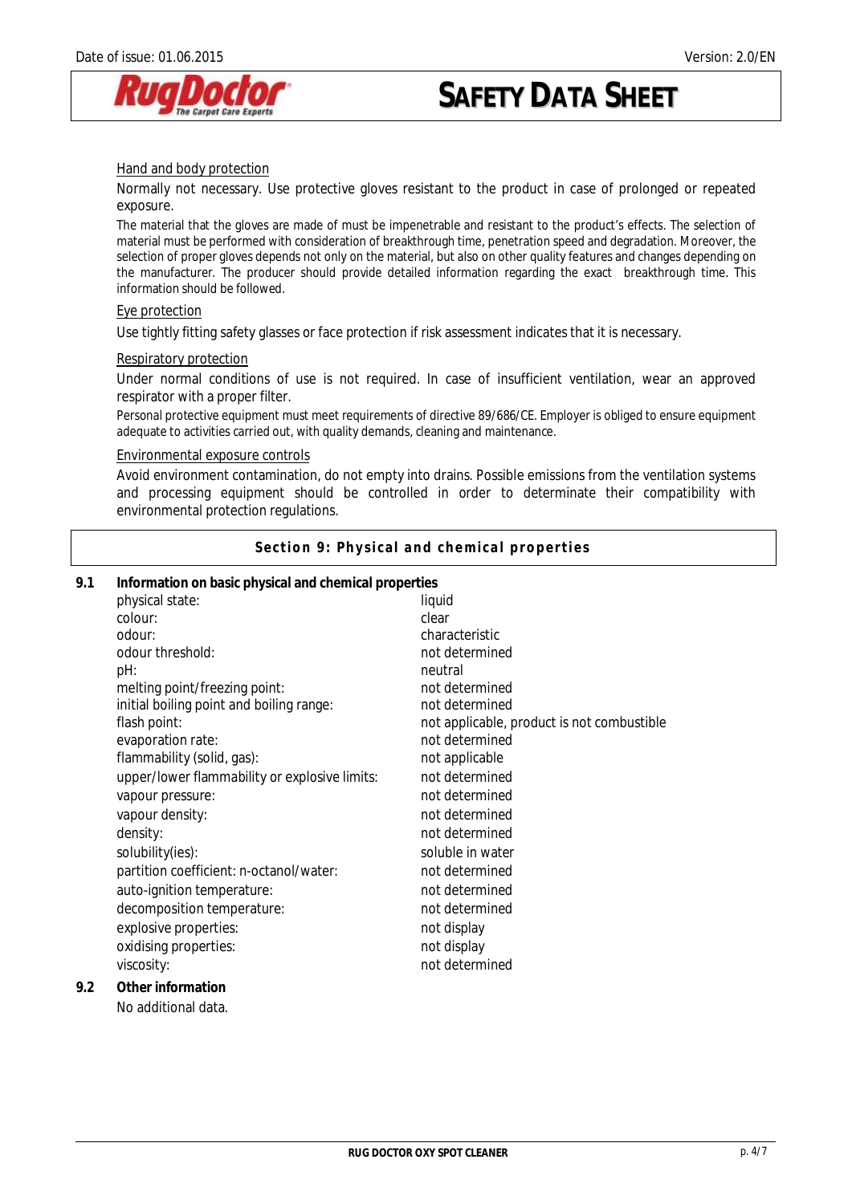Hand and body protection

Normally not necessary. Use protective gloves resistant to the product in case of prolonged or repeated exposure.

The material that the gloves are made of must be impenetrable and resistant to the product's effects. The selection of material must be performed with consideration of breakthrough time, penetration speed and degradation. Moreover, the selection of proper gloves depends not only on the material, but also on other quality features and changes depending on the manufacturer. The producer should provide detailed information regarding the exact breakthrough time. This information should be followed.

Eye protection

Use tightly fitting safety glasses or face protection if risk assessment indicates that it is necessary.

Respiratory protection

Under normal conditions of use is not required. In case of insufficient ventilation, wear an approved respirator with a proper filter.

Personal protective equipment must meet requirements of directive 89/686/CE. Employer is obliged to ensure equipment adequate to activities carried out, with quality demands, cleaning and maintenance.

Environmental exposure controls

Avoid environment contamination, do not empty into drains. Possible emissions from the ventilation systems and processing equipment should be controlled in order to determinate their compatibility with environmental protection regulations.

## Section 9: Physical and chemical properties

**9.1 Information on basic physical and chemical properties**

| | |
|---|---|
| physical state: | liquid |
| colour: | clear |
| odour: | characteristic |
| odour threshold: | not determined |
| pH: | neutral |
| melting point/freezing point: | not determined |
| initial boiling point and boiling range: | not determined |
| flash point: | not applicable, product is not combustible |
| evaporation rate: | not determined |
| flammability (solid, gas): | not applicable |
| upper/lower flammability or explosive limits: | not determined |
| vapour pressure: | not determined |
| vapour density: | not determined |
| density: | not determined |
| solubility(ies): | soluble in water |
| partition coefficient: n-octanol/water: | not determined |
| auto-ignition temperature: | not determined |
| decomposition temperature: | not determined |
| explosive properties: | not display |
| oxidising properties: | not display |
| viscosity: | not determined |

**9.2 Other information**

No additional data.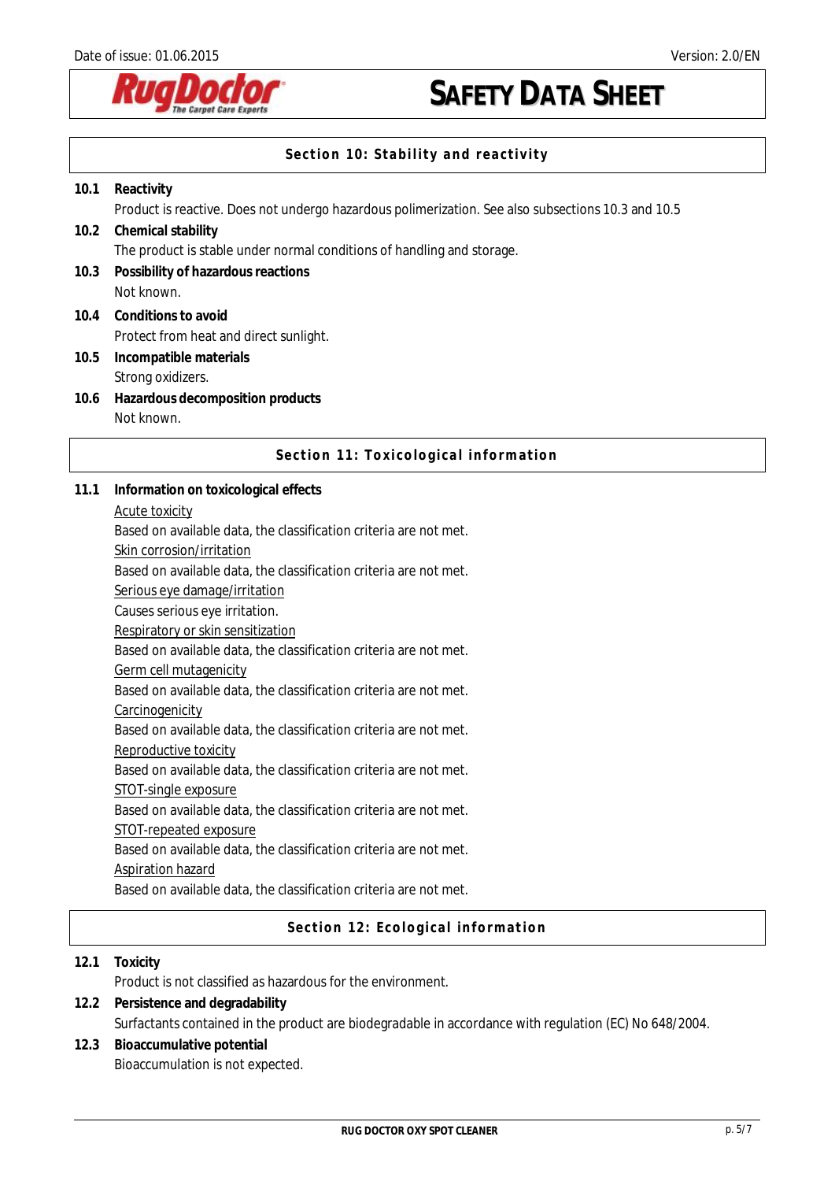## Section 10: Stability and reactivity

**10.1 Reactivity**

Product is reactive. Does not undergo hazardous polimerization. See also subsections 10.3 and 10.5

**10.2 Chemical stability**

The product is stable under normal conditions of handling and storage.

**10.3 Possibility of hazardous reactions**

Not known.

**10.4 Conditions to avoid**

Protect from heat and direct sunlight.

**10.5 Incompatible materials**

Strong oxidizers.

**10.6 Hazardous decomposition products**

Not known.

## Section 11: Toxicological information

**11.1 Information on toxicological effects**

Acute toxicity

Based on available data, the classification criteria are not met.

Skin corrosion/irritation

Based on available data, the classification criteria are not met.

Serious eye damage/irritation

Causes serious eye irritation.

Respiratory or skin sensitization

Based on available data, the classification criteria are not met.

Germ cell mutagenicity

Based on available data, the classification criteria are not met.

Carcinogenicity

Based on available data, the classification criteria are not met.

Reproductive toxicity

Based on available data, the classification criteria are not met.

STOT-single exposure

Based on available data, the classification criteria are not met.

STOT-repeated exposure

Based on available data, the classification criteria are not met.

Aspiration hazard

Based on available data, the classification criteria are not met.

## Section 12: Ecological information

**12.1 Toxicity**

Product is not classified as hazardous for the environment.

**12.2 Persistence and degradability**

Surfactants contained in the product are biodegradable in accordance with regulation (EC) No 648/2004.

**12.3 Bioaccumulative potential**

Bioaccumulation is not expected.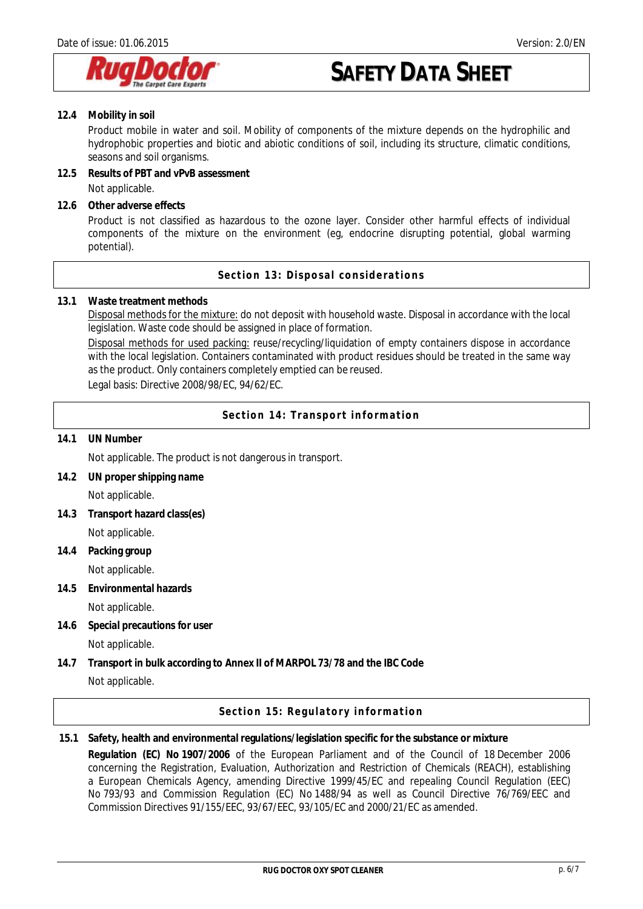**12.4 Mobility in soil**

Product mobile in water and soil. Mobility of components of the mixture depends on the hydrophilic and hydrophobic properties and biotic and abiotic conditions of soil, including its structure, climatic conditions, seasons and soil organisms.

**12.5 Results of PBT and vPvB assessment**

Not applicable.

**12.6 Other adverse effects**

Product is not classified as hazardous to the ozone layer. Consider other harmful effects of individual components of the mixture on the environment (eg, endocrine disrupting potential, global warming potential).

## Section 13: Disposal considerations

**13.1 Waste treatment methods**

Disposal methods for the mixture: do not deposit with household waste. Disposal in accordance with the local legislation. Waste code should be assigned in place of formation.

Disposal methods for used packing: reuse/recycling/liquidation of empty containers dispose in accordance with the local legislation. Containers contaminated with product residues should be treated in the same way as the product. Only containers completely emptied can be reused.

Legal basis: Directive 2008/98/EC, 94/62/EC.

## Section 14: Transport information

**14.1 UN Number**

Not applicable. The product is not dangerous in transport.

**14.2 UN proper shipping name**

Not applicable.

**14.3 Transport hazard class(es)**

Not applicable.

**14.4 Packing group**

Not applicable.

**14.5 Environmental hazards**

Not applicable.

**14.6 Special precautions for user**

Not applicable.

**14.7 Transport in bulk according to Annex II of MARPOL 73/78 and the IBC Code**

Not applicable.

## Section 15: Regulatory information

**15.1 Safety, health and environmental regulations/legislation specific for the substance or mixture**

**Regulation (EC) No 1907/2006** of the European Parliament and of the Council of 18 December 2006 concerning the Registration, Evaluation, Authorization and Restriction of Chemicals (REACH), establishing a European Chemicals Agency, amending Directive 1999/45/EC and repealing Council Regulation (EEC) No 793/93 and Commission Regulation (EC) No 1488/94 as well as Council Directive 76/769/EEC and Commission Directives 91/155/EEC, 93/67/EEC, 93/105/EC and 2000/21/EC as amended.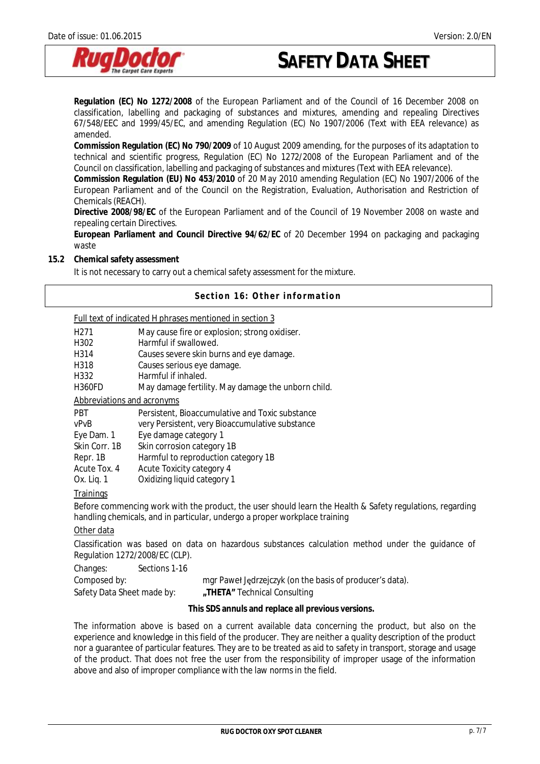**Regulation (EC) No 1272/2008** of the European Parliament and of the Council of 16 December 2008 on classification, labelling and packaging of substances and mixtures, amending and repealing Directives 67/548/EEC and 1999/45/EC, and amending Regulation (EC) No 1907/2006 (Text with EEA relevance) as amended.

**Commission Regulation (EC) No 790/2009** of 10 August 2009 amending, for the purposes of its adaptation to technical and scientific progress, Regulation (EC) No 1272/2008 of the European Parliament and of the Council on classification, labelling and packaging of substances and mixtures (Text with EEA relevance).

**Commission Regulation (EU) No 453/2010** of 20 May 2010 amending Regulation (EC) No 1907/2006 of the European Parliament and of the Council on the Registration, Evaluation, Authorisation and Restriction of Chemicals (REACH).

**Directive 2008/98/EC** of the European Parliament and of the Council of 19 November 2008 on waste and repealing certain Directives.

**European Parliament and Council Directive 94/62/EC** of 20 December 1994 on packaging and packaging waste

### 15.2 Chemical safety assessment

It is not necessary to carry out a chemical safety assessment for the mixture.

## Section 16: Other information

Full text of indicated H phrases mentioned in section 3

| | |
|---|---|
| H271 | May cause fire or explosion; strong oxidiser. |
| H302 | Harmful if swallowed. |
| H314 | Causes severe skin burns and eye damage. |
| H318 | Causes serious eye damage. |
| H332 | Harmful if inhaled. |
| H360FD | May damage fertility. May damage the unborn child. |

Abbreviations and acronyms

| | |
|---|---|
| PBT | Persistent, Bioaccumulative and Toxic substance |
| vPvB | very Persistent, very Bioaccumulative substance |
| Eye Dam. 1 | Eye damage category 1 |
| Skin Corr. 1B | Skin corrosion category 1B |
| Repr. 1B | Harmful to reproduction category 1B |
| Acute Tox. 4 | Acute Toxicity category 4 |
| Ox. Liq. 1 | Oxidizing liquid category 1 |

Trainings

Before commencing work with the product, the user should learn the Health & Safety regulations, regarding handling chemicals, and in particular, undergo a proper workplace training

Other data

Classification was based on data on hazardous substances calculation method under the guidance of Regulation 1272/2008/EC (CLP).

Changes: Sections 1-16

Composed by: mgr Paweł Jędrzejczyk (on the basis of producer's data).

Safety Data Sheet made by: **„THETA"** Technical Consulting

**This SDS annuls and replace all previous versions.**

The information above is based on a current available data concerning the product, but also on the experience and knowledge in this field of the producer. They are neither a quality description of the product nor a guarantee of particular features. They are to be treated as aid to safety in transport, storage and usage of the product. That does not free the user from the responsibility of improper usage of the information above and also of improper compliance with the law norms in the field.